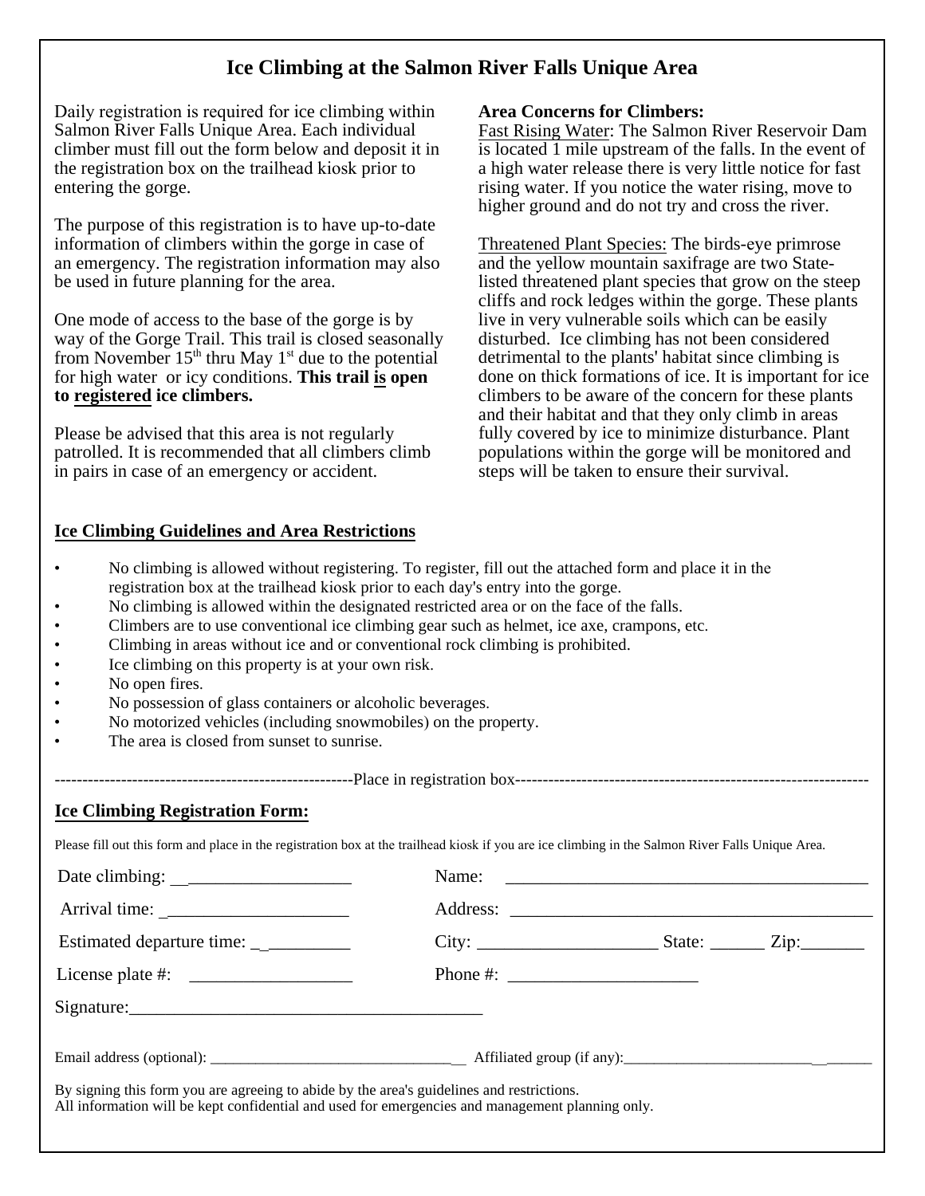# Ice Climbing at the Salmon River Falls Unique Area

Daily registration is required for ice climbing within Salmon River Falls Unique Area. Each individual climber must fill out the form below and deposit it in the registration box on the trailhead kiosk prior to entering the gorge.

The purpose of this registration is to have up-to-date information of climbers within the gorge in case of an emergency. The registration information may also be used in future planning for the area.

One mode of access to the base of the gorge is by way of the Gorge Trail. This trail is closed seasonally from November 15th thru May 1st due to the potential for high water or icy conditions. **This trail is open to registered ice climbers.**

Please be advised that this area is not regularly patrolled. It is recommended that all climbers climb in pairs in case of an emergency or accident.

**Area Concerns for Climbers:**

Fast Rising Water: The Salmon River Reservoir Dam is located 1 mile upstream of the falls. In the event of a high water release there is very little notice for fast rising water. If you notice the water rising, move to higher ground and do not try and cross the river.

Threatened Plant Species: The birds-eye primrose and the yellow mountain saxifrage are two State-listed threatened plant species that grow on the steep cliffs and rock ledges within the gorge. These plants live in very vulnerable soils which can be easily disturbed. Ice climbing has not been considered detrimental to the plants' habitat since climbing is done on thick formations of ice. It is important for ice climbers to be aware of the concern for these plants and their habitat and that they only climb in areas fully covered by ice to minimize disturbance. Plant populations within the gorge will be monitored and steps will be taken to ensure their survival.

## Ice Climbing Guidelines and Area Restrictions

- No climbing is allowed without registering. To register, fill out the attached form and place it in the registration box at the trailhead kiosk prior to each day's entry into the gorge.
- No climbing is allowed within the designated restricted area or on the face of the falls.
- Climbers are to use conventional ice climbing gear such as helmet, ice axe, crampons, etc.
- Climbing in areas without ice and or conventional rock climbing is prohibited.
- Ice climbing on this property is at your own risk.
- No open fires.
- No possession of glass containers or alcoholic beverages.
- No motorized vehicles (including snowmobiles) on the property.
- The area is closed from sunset to sunrise.

------------------------------------------------------Place in registration box------------------------------------------------------

## Ice Climbing Registration Form:

Please fill out this form and place in the registration box at the trailhead kiosk if you are ice climbing in the Salmon River Falls Unique Area.

Date climbing: ____________________ Name: ____________________________________________

Arrival time: ____________________ Address: ____________________________________________

Estimated departure time: ___________ City: ____________________ State: ______ Zip: _______

License plate #: ____________________ Phone #: ______________________

Signature: ________________________________________

Email address (optional): ________________________________ Affiliated group (if any): ________________________________

By signing this form you are agreeing to abide by the area's guidelines and restrictions.
All information will be kept confidential and used for emergencies and management planning only.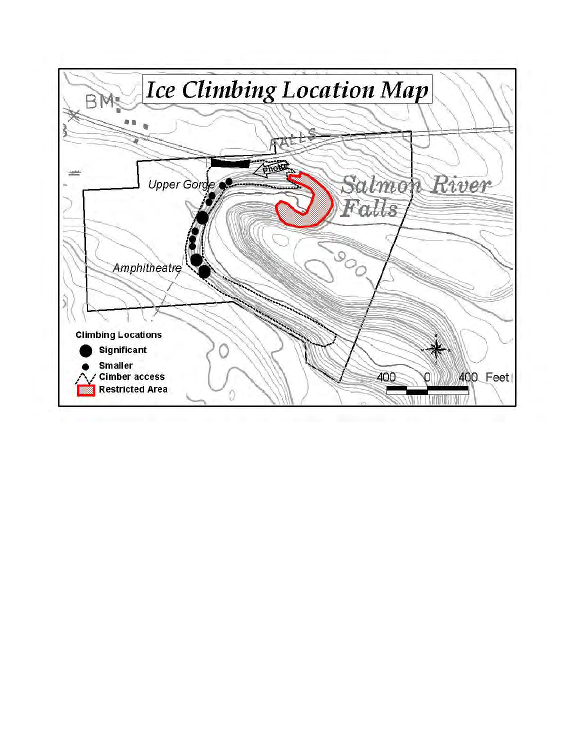# Ice Climbing Location Map

BM

FALLS

Photo

Upper Gorge

Salmon River Falls

Amphitheatre

900

Climbing Locations

Significant

Smaller

Cimber access

Restricted Area

400 0 400 Feet